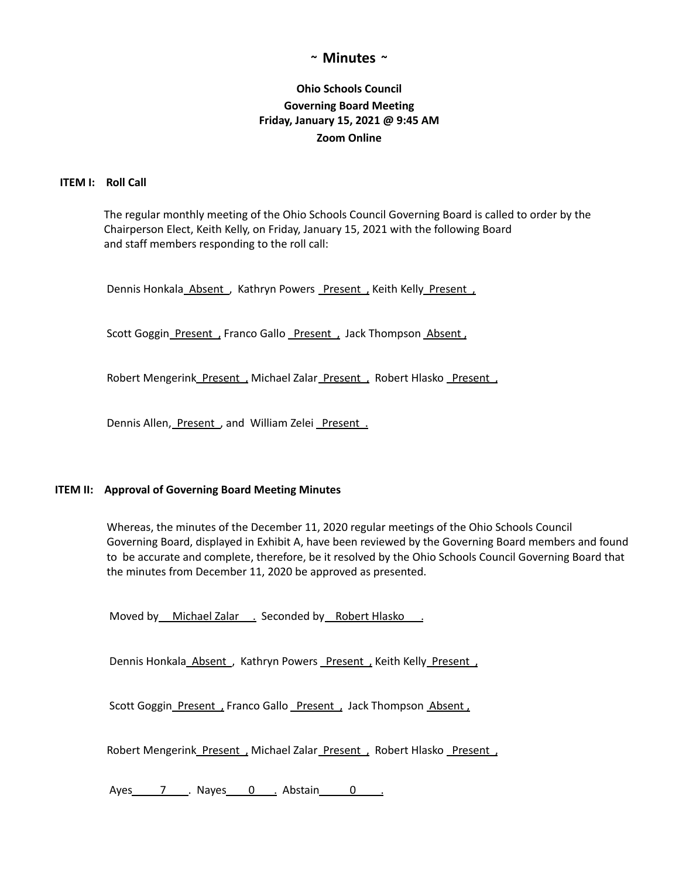# ~ Minutes ~

**Ohio Schools Council**
**Governing Board Meeting**
**Friday, January 15, 2021 @ 9:45 AM**
**Zoom Online**

**ITEM I: Roll Call**

The regular monthly meeting of the Ohio Schools Council Governing Board is called to order by the Chairperson Elect, Keith Kelly, on Friday, January 15, 2021 with the following Board and staff members responding to the roll call:

Dennis Honkala Absent , Kathryn Powers Present , Keith Kelly Present ,

Scott Goggin Present , Franco Gallo Present , Jack Thompson Absent ,

Robert Mengerink Present , Michael Zalar Present , Robert Hlasko Present ,

Dennis Allen, Present , and William Zelei Present .

**ITEM II: Approval of Governing Board Meeting Minutes**

Whereas, the minutes of the December 11, 2020 regular meetings of the Ohio Schools Council Governing Board, displayed in Exhibit A, have been reviewed by the Governing Board members and found to be accurate and complete, therefore, be it resolved by the Ohio Schools Council Governing Board that the minutes from December 11, 2020 be approved as presented.

Moved by Michael Zalar . Seconded by Robert Hlasko .

Dennis Honkala Absent , Kathryn Powers Present , Keith Kelly Present ,

Scott Goggin Present , Franco Gallo Present , Jack Thompson Absent ,

Robert Mengerink Present , Michael Zalar Present , Robert Hlasko Present ,

Ayes 7 . Nayes 0 . Abstain 0 .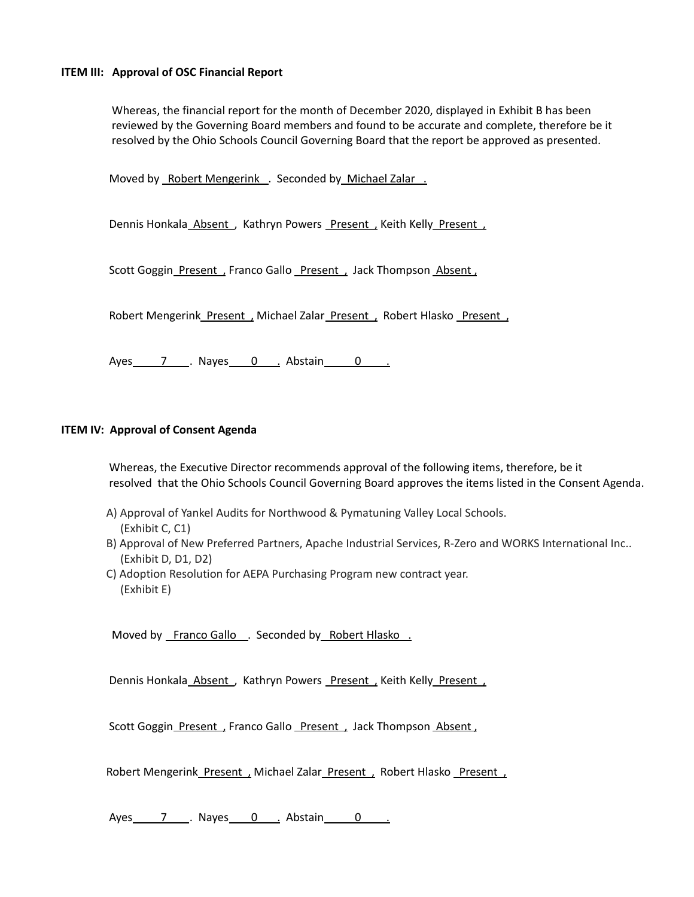**ITEM III: Approval of OSC Financial Report**

Whereas, the financial report for the month of December 2020, displayed in Exhibit B has been reviewed by the Governing Board members and found to be accurate and complete, therefore be it resolved by the Ohio Schools Council Governing Board that the report be approved as presented.

Moved by Robert Mengerink. Seconded by Michael Zalar.

Dennis Honkala Absent, Kathryn Powers Present, Keith Kelly Present,

Scott Goggin Present, Franco Gallo Present, Jack Thompson Absent,

Robert Mengerink Present, Michael Zalar Present, Robert Hlasko Present,

Ayes 7. Nayes 0. Abstain 0.

**ITEM IV: Approval of Consent Agenda**

Whereas, the Executive Director recommends approval of the following items, therefore, be it resolved that the Ohio Schools Council Governing Board approves the items listed in the Consent Agenda.

A) Approval of Yankel Audits for Northwood & Pymatuning Valley Local Schools. (Exhibit C, C1)
B) Approval of New Preferred Partners, Apache Industrial Services, R-Zero and WORKS International Inc.. (Exhibit D, D1, D2)
C) Adoption Resolution for AEPA Purchasing Program new contract year. (Exhibit E)

Moved by Franco Gallo. Seconded by Robert Hlasko.

Dennis Honkala Absent, Kathryn Powers Present, Keith Kelly Present,

Scott Goggin Present, Franco Gallo Present, Jack Thompson Absent,

Robert Mengerink Present, Michael Zalar Present, Robert Hlasko Present,

Ayes 7. Nayes 0. Abstain 0.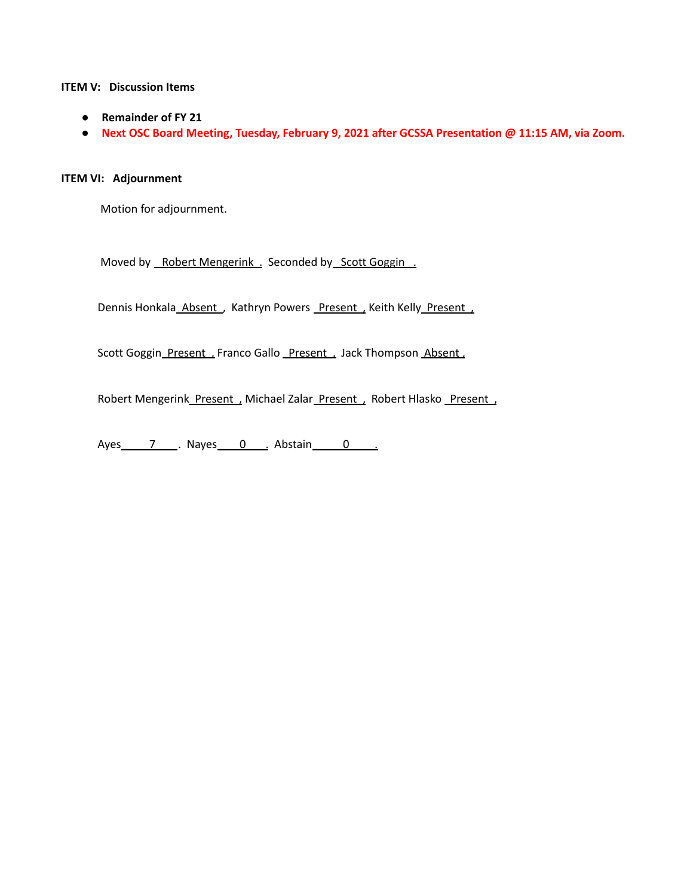**ITEM V: Discussion Items**

- **Remainder of FY 21**
- **Next OSC Board Meeting, Tuesday, February 9, 2021 after GCSSA Presentation @ 11:15 AM, via Zoom.**

**ITEM VI: Adjournment**

Motion for adjournment.

Moved by Robert Mengerink . Seconded by Scott Goggin .

Dennis Honkala Absent , Kathryn Powers Present , Keith Kelly Present ,

Scott Goggin Present , Franco Gallo Present , Jack Thompson Absent ,

Robert Mengerink Present , Michael Zalar Present , Robert Hlasko Present ,

Ayes 7 . Nayes 0 . Abstain 0 .